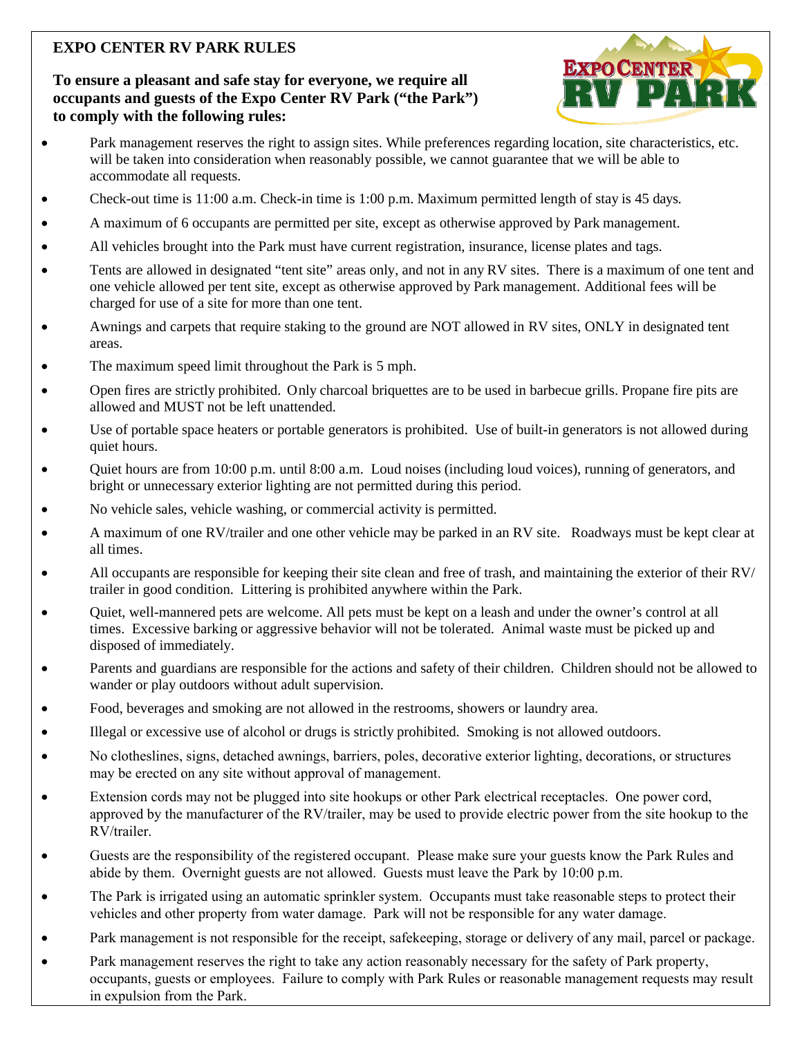# EXPO CENTER RV PARK RULES

**To ensure a pleasant and safe stay for everyone, we require all occupants and guests of the Expo Center RV Park ("the Park") to comply with the following rules:**

- Park management reserves the right to assign sites. While preferences regarding location, site characteristics, etc. will be taken into consideration when reasonably possible, we cannot guarantee that we will be able to accommodate all requests.
- Check-out time is 11:00 a.m. Check-in time is 1:00 p.m. Maximum permitted length of stay is 45 days.
- A maximum of 6 occupants are permitted per site, except as otherwise approved by Park management.
- All vehicles brought into the Park must have current registration, insurance, license plates and tags.
- Tents are allowed in designated "tent site" areas only, and not in any RV sites. There is a maximum of one tent and one vehicle allowed per tent site, except as otherwise approved by Park management. Additional fees will be charged for use of a site for more than one tent.
- Awnings and carpets that require staking to the ground are NOT allowed in RV sites, ONLY in designated tent areas.
- The maximum speed limit throughout the Park is 5 mph.
- Open fires are strictly prohibited. Only charcoal briquettes are to be used in barbecue grills. Propane fire pits are allowed and MUST not be left unattended.
- Use of portable space heaters or portable generators is prohibited. Use of built-in generators is not allowed during quiet hours.
- Quiet hours are from 10:00 p.m. until 8:00 a.m. Loud noises (including loud voices), running of generators, and bright or unnecessary exterior lighting are not permitted during this period.
- No vehicle sales, vehicle washing, or commercial activity is permitted.
- A maximum of one RV/trailer and one other vehicle may be parked in an RV site. Roadways must be kept clear at all times.
- All occupants are responsible for keeping their site clean and free of trash, and maintaining the exterior of their RV/ trailer in good condition. Littering is prohibited anywhere within the Park.
- Quiet, well-mannered pets are welcome. All pets must be kept on a leash and under the owner's control at all times. Excessive barking or aggressive behavior will not be tolerated. Animal waste must be picked up and disposed of immediately.
- Parents and guardians are responsible for the actions and safety of their children. Children should not be allowed to wander or play outdoors without adult supervision.
- Food, beverages and smoking are not allowed in the restrooms, showers or laundry area.
- Illegal or excessive use of alcohol or drugs is strictly prohibited. Smoking is not allowed outdoors.
- No clotheslines, signs, detached awnings, barriers, poles, decorative exterior lighting, decorations, or structures may be erected on any site without approval of management.
- Extension cords may not be plugged into site hookups or other Park electrical receptacles. One power cord, approved by the manufacturer of the RV/trailer, may be used to provide electric power from the site hookup to the RV/trailer.
- Guests are the responsibility of the registered occupant. Please make sure your guests know the Park Rules and abide by them. Overnight guests are not allowed. Guests must leave the Park by 10:00 p.m.
- The Park is irrigated using an automatic sprinkler system. Occupants must take reasonable steps to protect their vehicles and other property from water damage. Park will not be responsible for any water damage.
- Park management is not responsible for the receipt, safekeeping, storage or delivery of any mail, parcel or package.
- Park management reserves the right to take any action reasonably necessary for the safety of Park property, occupants, guests or employees. Failure to comply with Park Rules or reasonable management requests may result in expulsion from the Park.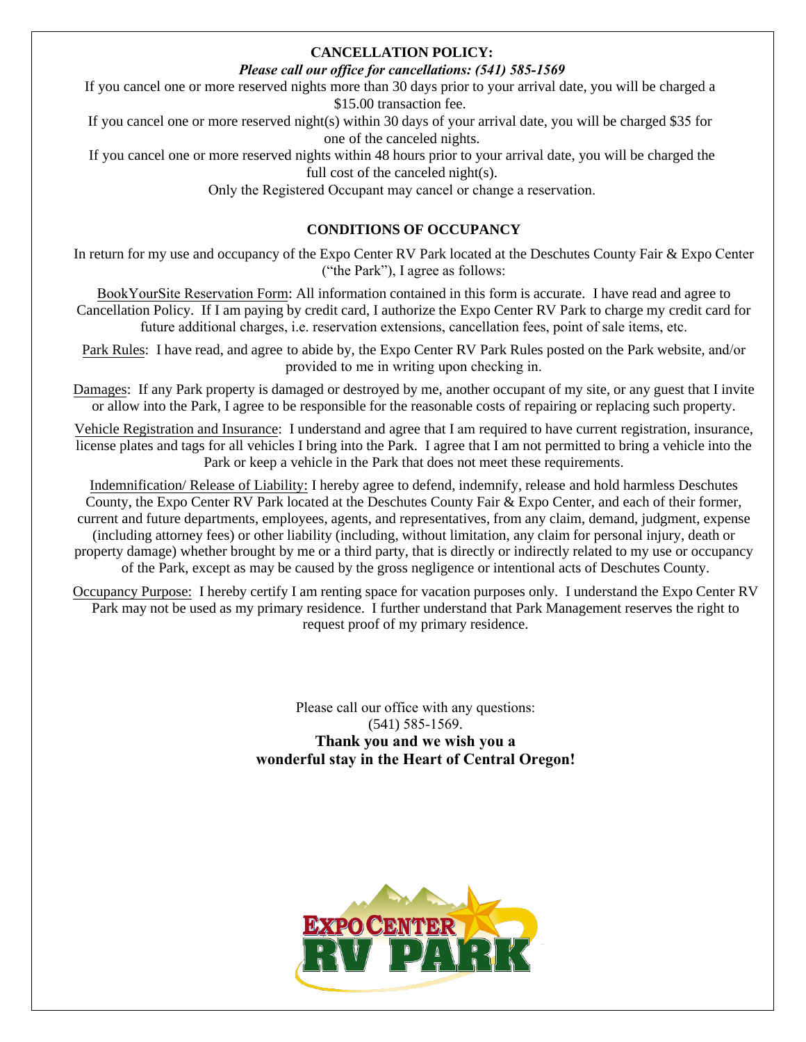## CANCELLATION POLICY:

***Please call our office for cancellations: (541) 585-1569***

If you cancel one or more reserved nights more than 30 days prior to your arrival date, you will be charged a $15.00 transaction fee.

If you cancel one or more reserved night(s) within 30 days of your arrival date, you will be charged $35 for one of the canceled nights.

If you cancel one or more reserved nights within 48 hours prior to your arrival date, you will be charged the full cost of the canceled night(s).

Only the Registered Occupant may cancel or change a reservation.

## CONDITIONS OF OCCUPANCY

In return for my use and occupancy of the Expo Center RV Park located at the Deschutes County Fair & Expo Center ("the Park"), I agree as follows:

<u>BookYourSite Reservation Form</u>: All information contained in this form is accurate. I have read and agree to Cancellation Policy. If I am paying by credit card, I authorize the Expo Center RV Park to charge my credit card for future additional charges, i.e. reservation extensions, cancellation fees, point of sale items, etc.

<u>Park Rules</u>: I have read, and agree to abide by, the Expo Center RV Park Rules posted on the Park website, and/or provided to me in writing upon checking in.

<u>Damages</u>: If any Park property is damaged or destroyed by me, another occupant of my site, or any guest that I invite or allow into the Park, I agree to be responsible for the reasonable costs of repairing or replacing such property.

<u>Vehicle Registration and Insurance</u>: I understand and agree that I am required to have current registration, insurance, license plates and tags for all vehicles I bring into the Park. I agree that I am not permitted to bring a vehicle into the Park or keep a vehicle in the Park that does not meet these requirements.

<u>Indemnification/ Release of Liability:</u> I hereby agree to defend, indemnify, release and hold harmless Deschutes County, the Expo Center RV Park located at the Deschutes County Fair & Expo Center, and each of their former, current and future departments, employees, agents, and representatives, from any claim, demand, judgment, expense (including attorney fees) or other liability (including, without limitation, any claim for personal injury, death or property damage) whether brought by me or a third party, that is directly or indirectly related to my use or occupancy of the Park, except as may be caused by the gross negligence or intentional acts of Deschutes County.

<u>Occupancy Purpose:</u> I hereby certify I am renting space for vacation purposes only. I understand the Expo Center RV Park may not be used as my primary residence. I further understand that Park Management reserves the right to request proof of my primary residence.

Please call our office with any questions:
(541) 585-1569.

**Thank you and we wish you a wonderful stay in the Heart of Central Oregon!**

EXPO CENTER RV PARK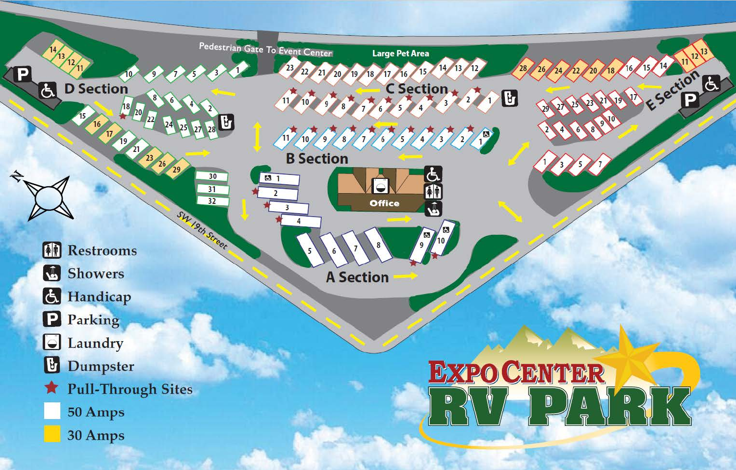# EXPO CENTER RV PARK

Pedestrian Gate To Event Center

Large Pet Area

D Section

C Section

B Section

A Section

E Section

Office

SW 19th Street

N

- Restrooms
- Showers
- Handicap
- Parking
- Laundry
- Dumpster
- Pull-Through Sites
- 50 Amps
- 30 Amps